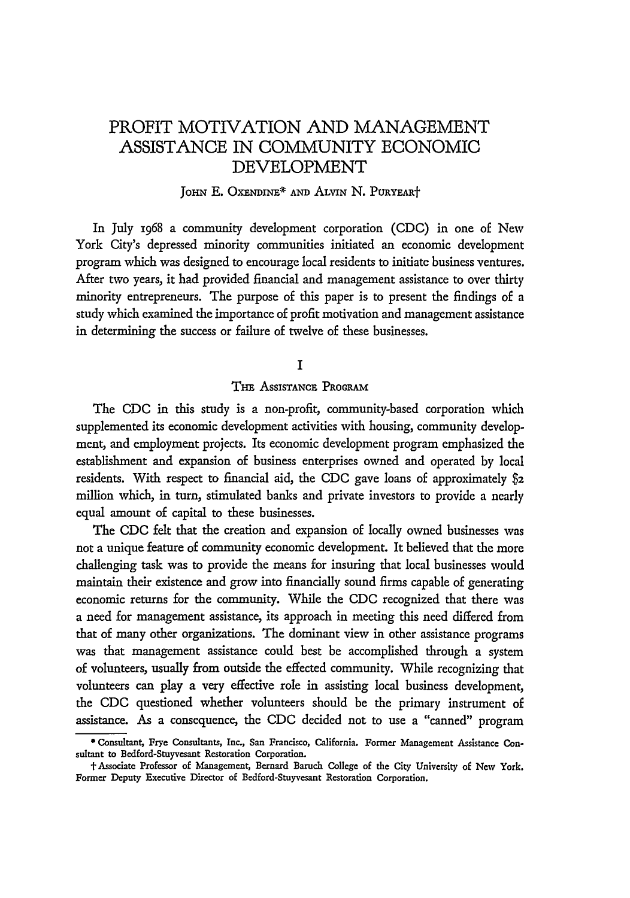# PROFIT MOTIVATION AND MANAGEMENT ASSISTANCE IN COMMUNITY ECONOMIC DEVELOPMENT

JOHN E. OXENDINE* AND ALVIN N. PURYEAR†

In July 1968 a community development corporation (CDC) in one of New York City's depressed minority communities initiated an economic development program which was designed to encourage local residents to initiate business ventures. After two years, it had provided financial and management assistance to over thirty minority entrepreneurs. The purpose of this paper is to present the findings of a study which examined the importance of profit motivation and management assistance in determining the success or failure of twelve of these businesses.

## I

### THE ASSISTANCE PROGRAM

The CDC in this study is a non-profit, community-based corporation which supplemented its economic development activities with housing, community development, and employment projects. Its economic development program emphasized the establishment and expansion of business enterprises owned and operated by local residents. With respect to financial aid, the CDC gave loans of approximately $2 million which, in turn, stimulated banks and private investors to provide a nearly equal amount of capital to these businesses.

The CDC felt that the creation and expansion of locally owned businesses was not a unique feature of community economic development. It believed that the more challenging task was to provide the means for insuring that local businesses would maintain their existence and grow into financially sound firms capable of generating economic returns for the community. While the CDC recognized that there was a need for management assistance, its approach in meeting this need differed from that of many other organizations. The dominant view in other assistance programs was that management assistance could best be accomplished through a system of volunteers, usually from outside the effected community. While recognizing that volunteers can play a very effective role in assisting local business development, the CDC questioned whether volunteers should be the primary instrument of assistance. As a consequence, the CDC decided not to use a "canned" program

---

\* Consultant, Frye Consultants, Inc., San Francisco, California. Former Management Assistance Consultant to Bedford-Stuyvesant Restoration Corporation.

† Associate Professor of Management, Bernard Baruch College of the City University of New York. Former Deputy Executive Director of Bedford-Stuyvesant Restoration Corporation.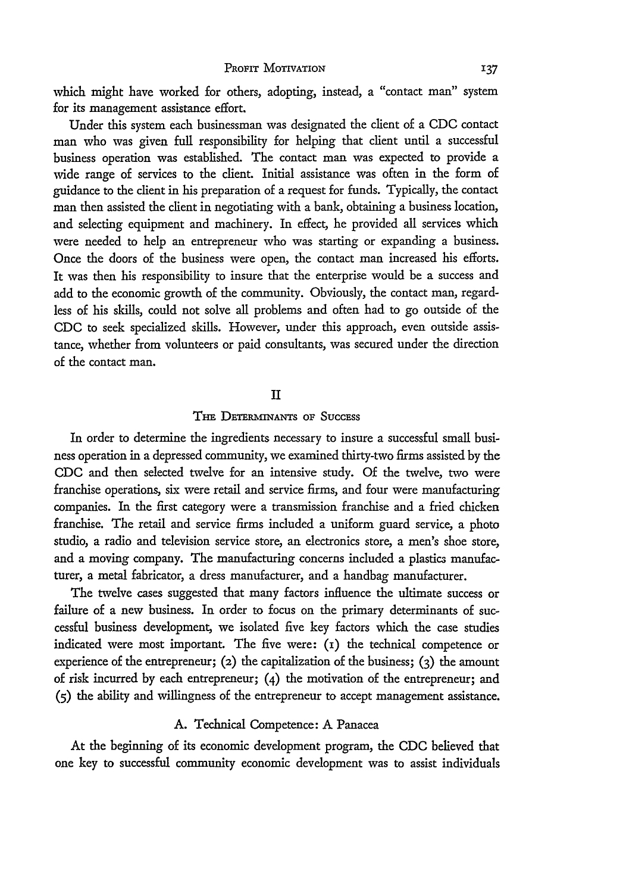which might have worked for others, adopting, instead, a "contact man" system for its management assistance effort.

Under this system each businessman was designated the client of a CDC contact man who was given full responsibility for helping that client until a successful business operation was established. The contact man was expected to provide a wide range of services to the client. Initial assistance was often in the form of guidance to the client in his preparation of a request for funds. Typically, the contact man then assisted the client in negotiating with a bank, obtaining a business location, and selecting equipment and machinery. In effect, he provided all services which were needed to help an entrepreneur who was starting or expanding a business. Once the doors of the business were open, the contact man increased his efforts. It was then his responsibility to insure that the enterprise would be a success and add to the economic growth of the community. Obviously, the contact man, regardless of his skills, could not solve all problems and often had to go outside of the CDC to seek specialized skills. However, under this approach, even outside assistance, whether from volunteers or paid consultants, was secured under the direction of the contact man.

## II

## The Determinants of Success

In order to determine the ingredients necessary to insure a successful small business operation in a depressed community, we examined thirty-two firms assisted by the CDC and then selected twelve for an intensive study. Of the twelve, two were franchise operations, six were retail and service firms, and four were manufacturing companies. In the first category were a transmission franchise and a fried chicken franchise. The retail and service firms included a uniform guard service, a photo studio, a radio and television service store, an electronics store, a men's shoe store, and a moving company. The manufacturing concerns included a plastics manufacturer, a metal fabricator, a dress manufacturer, and a handbag manufacturer.

The twelve cases suggested that many factors influence the ultimate success or failure of a new business. In order to focus on the primary determinants of successful business development, we isolated five key factors which the case studies indicated were most important. The five were: (1) the technical competence or experience of the entrepreneur; (2) the capitalization of the business; (3) the amount of risk incurred by each entrepreneur; (4) the motivation of the entrepreneur; and (5) the ability and willingness of the entrepreneur to accept management assistance.

### A. Technical Competence: A Panacea

At the beginning of its economic development program, the CDC believed that one key to successful community economic development was to assist individuals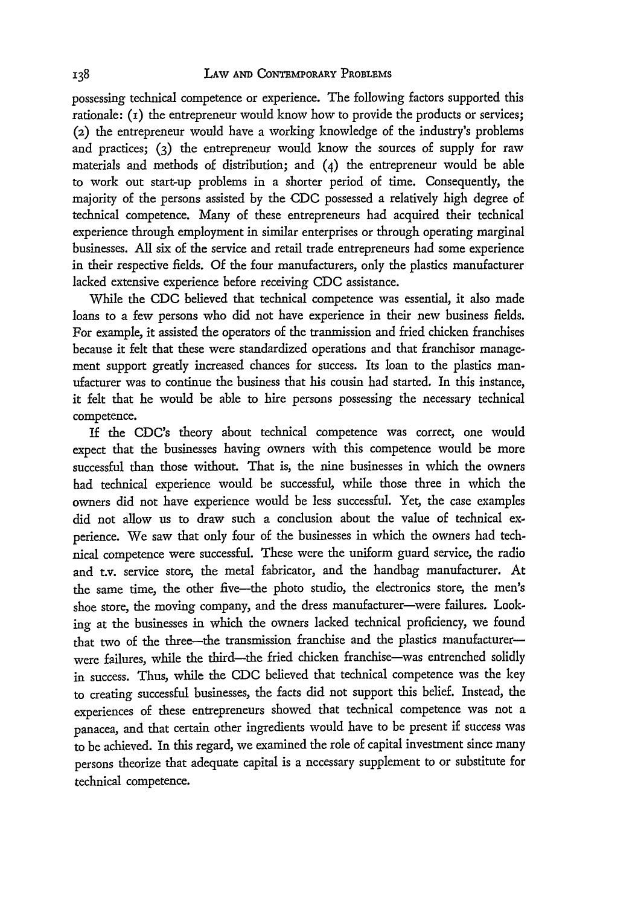possessing technical competence or experience. The following factors supported this rationale: (1) the entrepreneur would know how to provide the products or services; (2) the entrepreneur would have a working knowledge of the industry's problems and practices; (3) the entrepreneur would know the sources of supply for raw materials and methods of distribution; and (4) the entrepreneur would be able to work out start-up problems in a shorter period of time. Consequently, the majority of the persons assisted by the CDC possessed a relatively high degree of technical competence. Many of these entrepreneurs had acquired their technical experience through employment in similar enterprises or through operating marginal businesses. All six of the service and retail trade entrepreneurs had some experience in their respective fields. Of the four manufacturers, only the plastics manufacturer lacked extensive experience before receiving CDC assistance.

While the CDC believed that technical competence was essential, it also made loans to a few persons who did not have experience in their new business fields. For example, it assisted the operators of the tranmission and fried chicken franchises because it felt that these were standardized operations and that franchisor management support greatly increased chances for success. Its loan to the plastics manufacturer was to continue the business that his cousin had started. In this instance, it felt that he would be able to hire persons possessing the necessary technical competence.

If the CDC's theory about technical competence was correct, one would expect that the businesses having owners with this competence would be more successful than those without. That is, the nine businesses in which the owners had technical experience would be successful, while those three in which the owners did not have experience would be less successful. Yet, the case examples did not allow us to draw such a conclusion about the value of technical experience. We saw that only four of the businesses in which the owners had technical competence were successful. These were the uniform guard service, the radio and t.v. service store, the metal fabricator, and the handbag manufacturer. At the same time, the other five—the photo studio, the electronics store, the men's shoe store, the moving company, and the dress manufacturer—were failures. Looking at the businesses in which the owners lacked technical proficiency, we found that two of the three—the transmission franchise and the plastics manufacturer—were failures, while the third—the fried chicken franchise—was entrenched solidly in success. Thus, while the CDC believed that technical competence was the key to creating successful businesses, the facts did not support this belief. Instead, the experiences of these entrepreneurs showed that technical competence was not a panacea, and that certain other ingredients would have to be present if success was to be achieved. In this regard, we examined the role of capital investment since many persons theorize that adequate capital is a necessary supplement to or substitute for technical competence.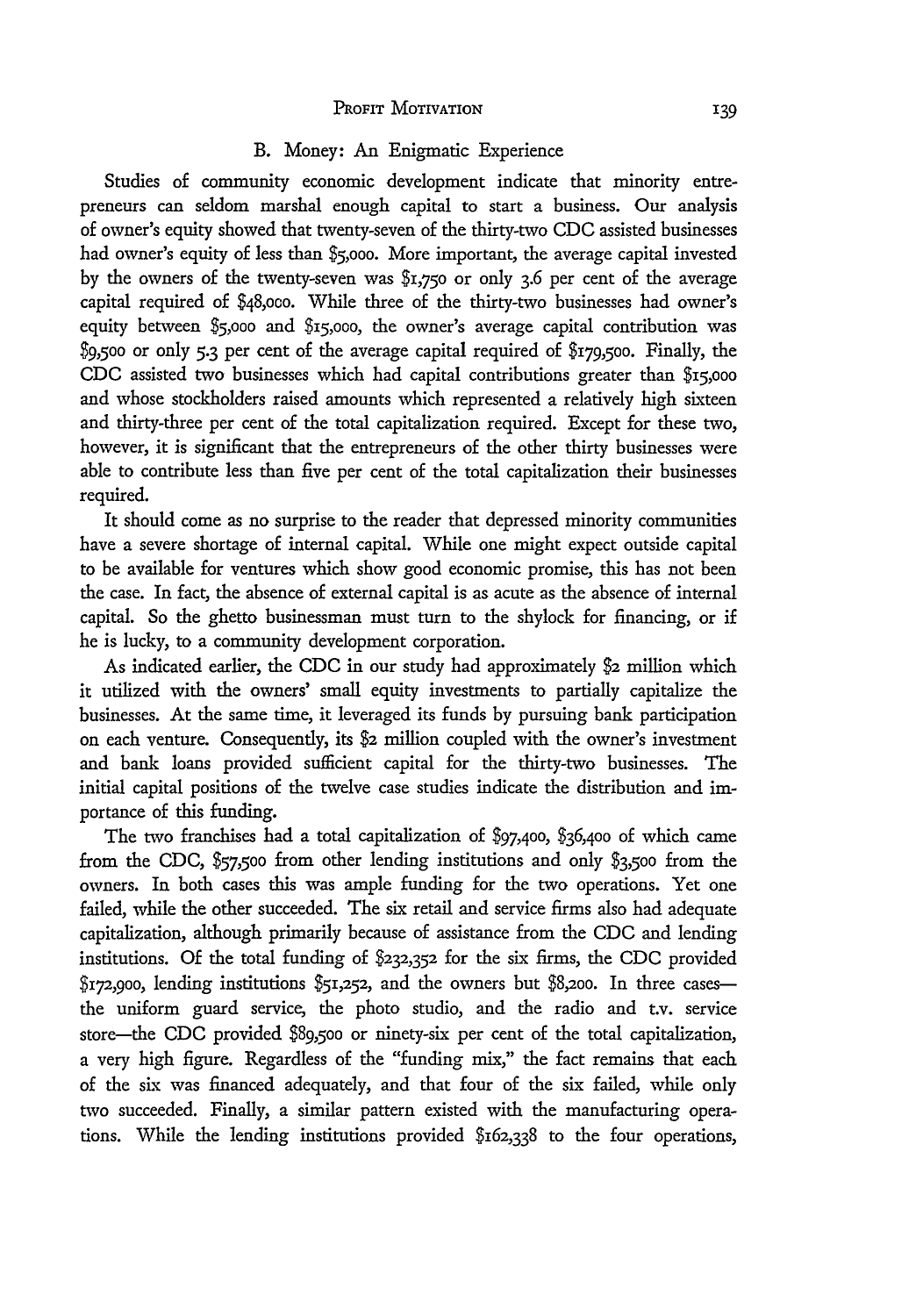### B. Money: An Enigmatic Experience

Studies of community economic development indicate that minority entrepreneurs can seldom marshal enough capital to start a business. Our analysis of owner's equity showed that twenty-seven of the thirty-two CDC assisted businesses had owner's equity of less than $5,000. More important, the average capital invested by the owners of the twenty-seven was $1,750 or only 3.6 per cent of the average capital required of $48,000. While three of the thirty-two businesses had owner's equity between $5,000 and $15,000, the owner's average capital contribution was $9,500 or only 5.3 per cent of the average capital required of $179,500. Finally, the CDC assisted two businesses which had capital contributions greater than $15,000 and whose stockholders raised amounts which represented a relatively high sixteen and thirty-three per cent of the total capitalization required. Except for these two, however, it is significant that the entrepreneurs of the other thirty businesses were able to contribute less than five per cent of the total capitalization their businesses required.

It should come as no surprise to the reader that depressed minority communities have a severe shortage of internal capital. While one might expect outside capital to be available for ventures which show good economic promise, this has not been the case. In fact, the absence of external capital is as acute as the absence of internal capital. So the ghetto businessman must turn to the shylock for financing, or if he is lucky, to a community development corporation.

As indicated earlier, the CDC in our study had approximately $2 million which it utilized with the owners' small equity investments to partially capitalize the businesses. At the same time, it leveraged its funds by pursuing bank participation on each venture. Consequently, its $2 million coupled with the owner's investment and bank loans provided sufficient capital for the thirty-two businesses. The initial capital positions of the twelve case studies indicate the distribution and importance of this funding.

The two franchises had a total capitalization of $97,400, $36,400 of which came from the CDC, $57,500 from other lending institutions and only $3,500 from the owners. In both cases this was ample funding for the two operations. Yet one failed, while the other succeeded. The six retail and service firms also had adequate capitalization, although primarily because of assistance from the CDC and lending institutions. Of the total funding of $232,352 for the six firms, the CDC provided $172,900, lending institutions $51,252, and the owners but $8,200. In three cases—the uniform guard service, the photo studio, and the radio and t.v. service store—the CDC provided $89,500 or ninety-six per cent of the total capitalization, a very high figure. Regardless of the "funding mix," the fact remains that each of the six was financed adequately, and that four of the six failed, while only two succeeded. Finally, a similar pattern existed with the manufacturing operations. While the lending institutions provided $162,338 to the four operations,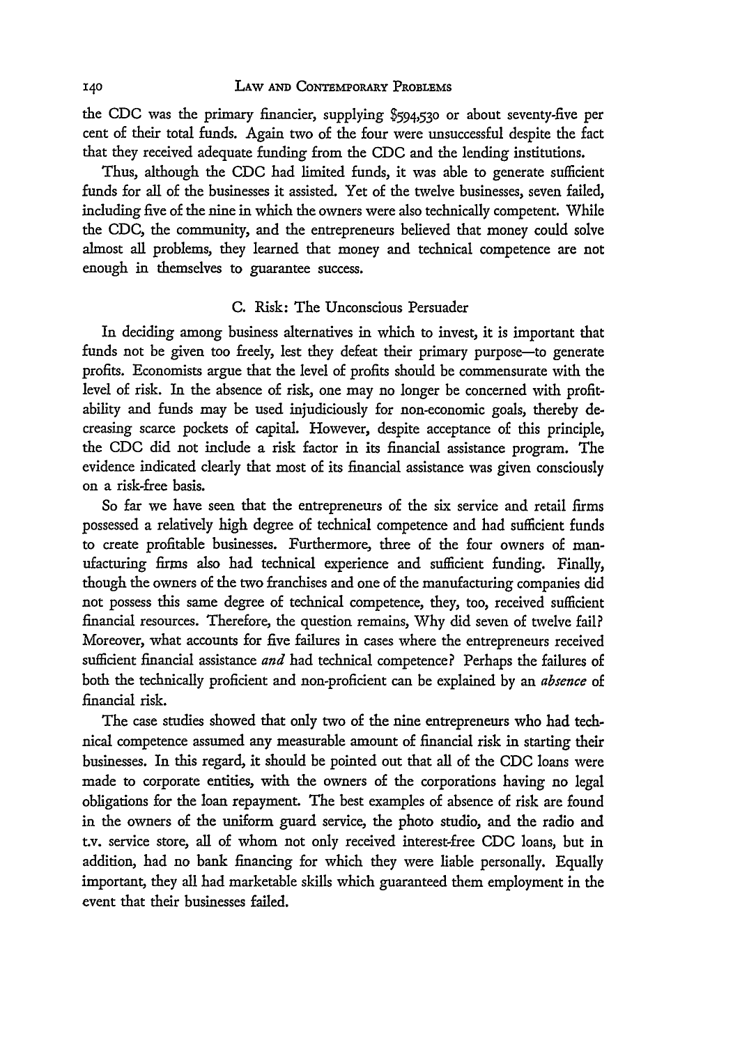the CDC was the primary financier, supplying $594,530 or about seventy-five per cent of their total funds. Again two of the four were unsuccessful despite the fact that they received adequate funding from the CDC and the lending institutions.

Thus, although the CDC had limited funds, it was able to generate sufficient funds for all of the businesses it assisted. Yet of the twelve businesses, seven failed, including five of the nine in which the owners were also technically competent. While the CDC, the community, and the entrepreneurs believed that money could solve almost all problems, they learned that money and technical competence are not enough in themselves to guarantee success.

### C. Risk: The Unconscious Persuader

In deciding among business alternatives in which to invest, it is important that funds not be given too freely, lest they defeat their primary purpose—to generate profits. Economists argue that the level of profits should be commensurate with the level of risk. In the absence of risk, one may no longer be concerned with profitability and funds may be used injudiciously for non-economic goals, thereby decreasing scarce pockets of capital. However, despite acceptance of this principle, the CDC did not include a risk factor in its financial assistance program. The evidence indicated clearly that most of its financial assistance was given consciously on a risk-free basis.

So far we have seen that the entrepreneurs of the six service and retail firms possessed a relatively high degree of technical competence and had sufficient funds to create profitable businesses. Furthermore, three of the four owners of manufacturing firms also had technical experience and sufficient funding. Finally, though the owners of the two franchises and one of the manufacturing companies did not possess this same degree of technical competence, they, too, received sufficient financial resources. Therefore, the question remains, Why did seven of twelve fail? Moreover, what accounts for five failures in cases where the entrepreneurs received sufficient financial assistance *and* had technical competence? Perhaps the failures of both the technically proficient and non-proficient can be explained by an *absence* of financial risk.

The case studies showed that only two of the nine entrepreneurs who had technical competence assumed any measurable amount of financial risk in starting their businesses. In this regard, it should be pointed out that all of the CDC loans were made to corporate entities, with the owners of the corporations having no legal obligations for the loan repayment. The best examples of absence of risk are found in the owners of the uniform guard service, the photo studio, and the radio and t.v. service store, all of whom not only received interest-free CDC loans, but in addition, had no bank financing for which they were liable personally. Equally important, they all had marketable skills which guaranteed them employment in the event that their businesses failed.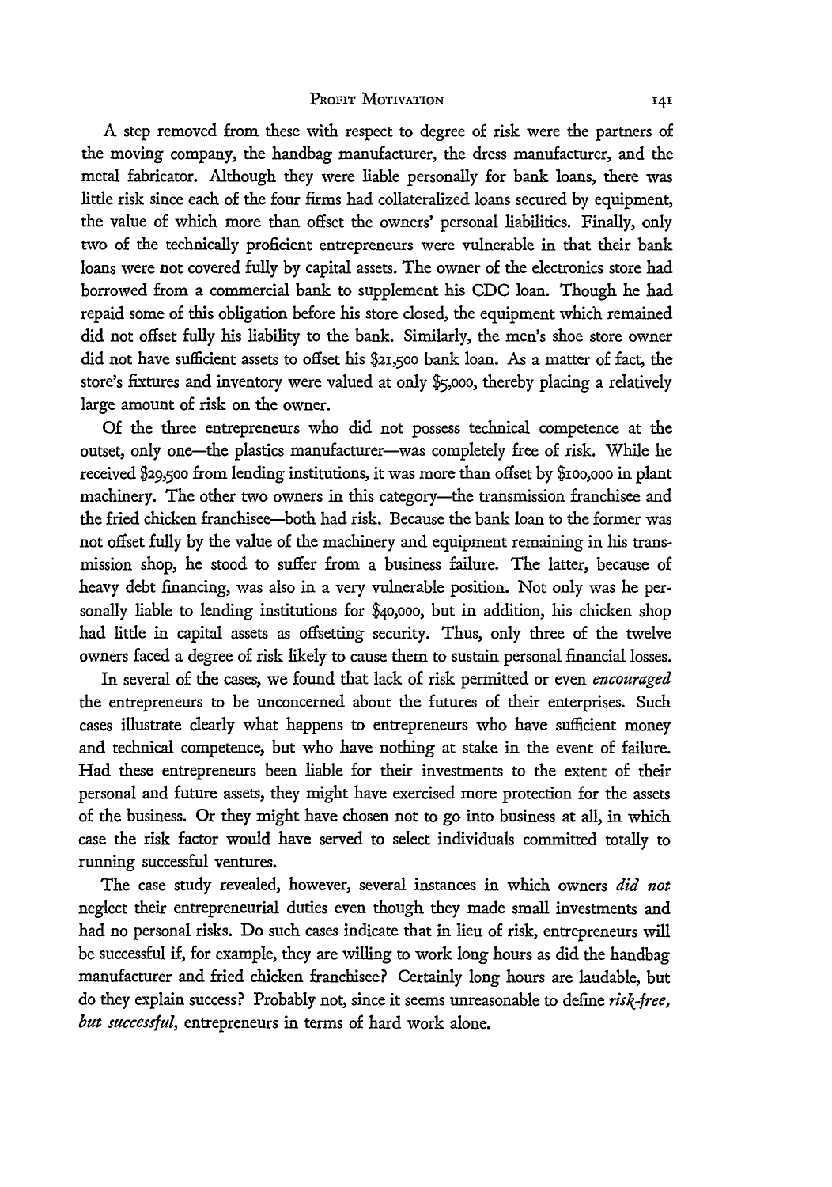A step removed from these with respect to degree of risk were the partners of the moving company, the handbag manufacturer, the dress manufacturer, and the metal fabricator. Although they were liable personally for bank loans, there was little risk since each of the four firms had collateralized loans secured by equipment, the value of which more than offset the owners' personal liabilities. Finally, only two of the technically proficient entrepreneurs were vulnerable in that their bank loans were not covered fully by capital assets. The owner of the electronics store had borrowed from a commercial bank to supplement his CDC loan. Though he had repaid some of this obligation before his store closed, the equipment which remained did not offset fully his liability to the bank. Similarly, the men's shoe store owner did not have sufficient assets to offset his $21,500 bank loan. As a matter of fact, the store's fixtures and inventory were valued at only $5,000, thereby placing a relatively large amount of risk on the owner.

Of the three entrepreneurs who did not possess technical competence at the outset, only one—the plastics manufacturer—was completely free of risk. While he received $29,500 from lending institutions, it was more than offset by $100,000 in plant machinery. The other two owners in this category—the transmission franchisee and the fried chicken franchisee—both had risk. Because the bank loan to the former was not offset fully by the value of the machinery and equipment remaining in his transmission shop, he stood to suffer from a business failure. The latter, because of heavy debt financing, was also in a very vulnerable position. Not only was he personally liable to lending institutions for $40,000, but in addition, his chicken shop had little in capital assets as offsetting security. Thus, only three of the twelve owners faced a degree of risk likely to cause them to sustain personal financial losses.

In several of the cases, we found that lack of risk permitted or even *encouraged* the entrepreneurs to be unconcerned about the futures of their enterprises. Such cases illustrate clearly what happens to entrepreneurs who have sufficient money and technical competence, but who have nothing at stake in the event of failure. Had these entrepreneurs been liable for their investments to the extent of their personal and future assets, they might have exercised more protection for the assets of the business. Or they might have chosen not to go into business at all, in which case the risk factor would have served to select individuals committed totally to running successful ventures.

The case study revealed, however, several instances in which owners *did not* neglect their entrepreneurial duties even though they made small investments and had no personal risks. Do such cases indicate that in lieu of risk, entrepreneurs will be successful if, for example, they are willing to work long hours as did the handbag manufacturer and fried chicken franchisee? Certainly long hours are laudable, but do they explain success? Probably not, since it seems unreasonable to define *risk-free, but successful*, entrepreneurs in terms of hard work alone.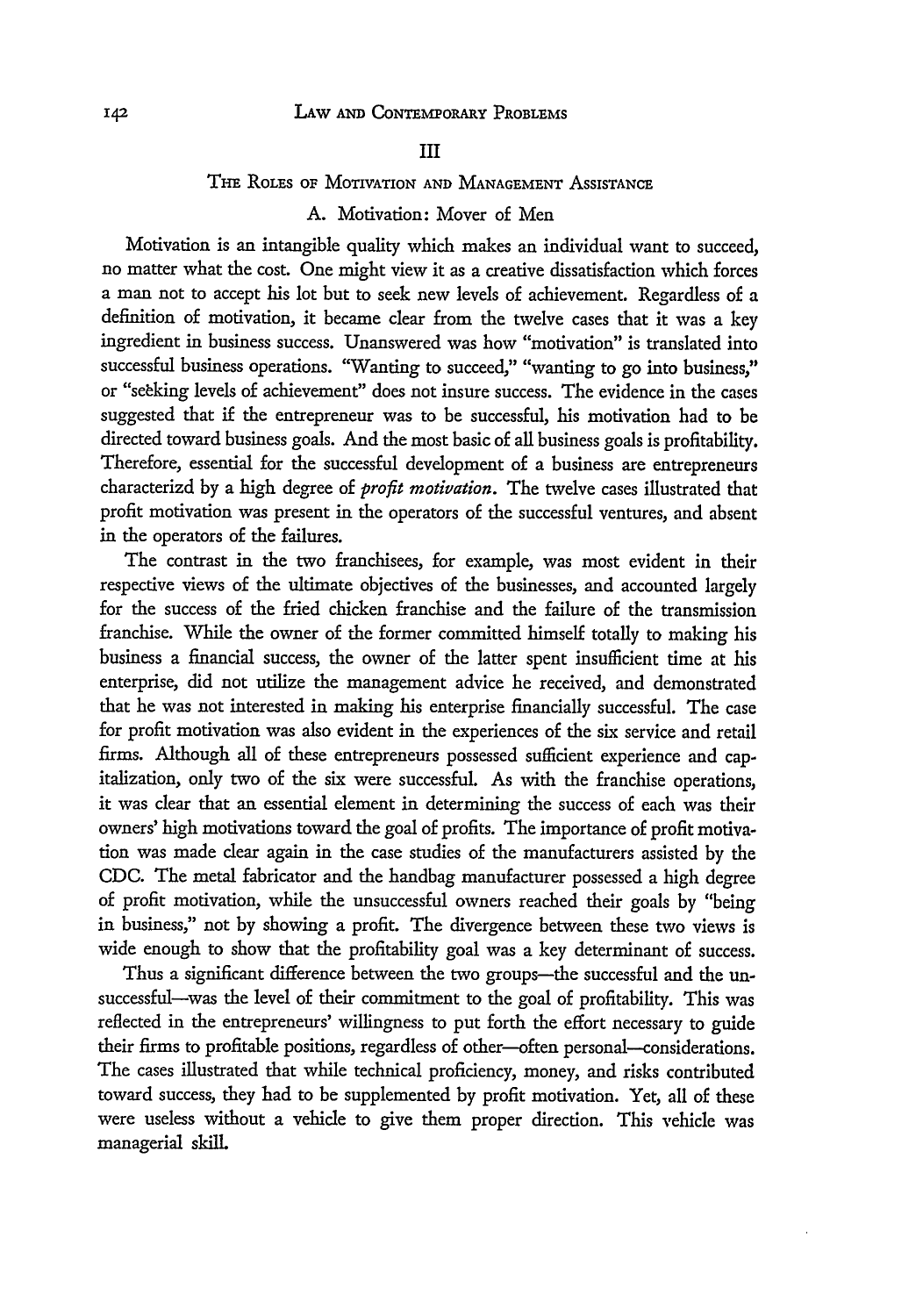## III

## The Roles of Motivation and Management Assistance

### A. Motivation: Mover of Men

Motivation is an intangible quality which makes an individual want to succeed, no matter what the cost. One might view it as a creative dissatisfaction which forces a man not to accept his lot but to seek new levels of achievement. Regardless of a definition of motivation, it became clear from the twelve cases that it was a key ingredient in business success. Unanswered was how "motivation" is translated into successful business operations. "Wanting to succeed," "wanting to go into business," or "seeking levels of achievement" does not insure success. The evidence in the cases suggested that if the entrepreneur was to be successful, his motivation had to be directed toward business goals. And the most basic of all business goals is profitability. Therefore, essential for the successful development of a business are entrepreneurs characterizd by a high degree of *profit motivation*. The twelve cases illustrated that profit motivation was present in the operators of the successful ventures, and absent in the operators of the failures.

The contrast in the two franchisees, for example, was most evident in their respective views of the ultimate objectives of the businesses, and accounted largely for the success of the fried chicken franchise and the failure of the transmission franchise. While the owner of the former committed himself totally to making his business a financial success, the owner of the latter spent insufficient time at his enterprise, did not utilize the management advice he received, and demonstrated that he was not interested in making his enterprise financially successful. The case for profit motivation was also evident in the experiences of the six service and retail firms. Although all of these entrepreneurs possessed sufficient experience and capitalization, only two of the six were successful. As with the franchise operations, it was clear that an essential element in determining the success of each was their owners' high motivations toward the goal of profits. The importance of profit motivation was made clear again in the case studies of the manufacturers assisted by the CDC. The metal fabricator and the handbag manufacturer possessed a high degree of profit motivation, while the unsuccessful owners reached their goals by "being in business," not by showing a profit. The divergence between these two views is wide enough to show that the profitability goal was a key determinant of success.

Thus a significant difference between the two groups—the successful and the unsuccessful—was the level of their commitment to the goal of profitability. This was reflected in the entrepreneurs' willingness to put forth the effort necessary to guide their firms to profitable positions, regardless of other—often personal—considerations. The cases illustrated that while technical proficiency, money, and risks contributed toward success, they had to be supplemented by profit motivation. Yet, all of these were useless without a vehicle to give them proper direction. This vehicle was managerial skill.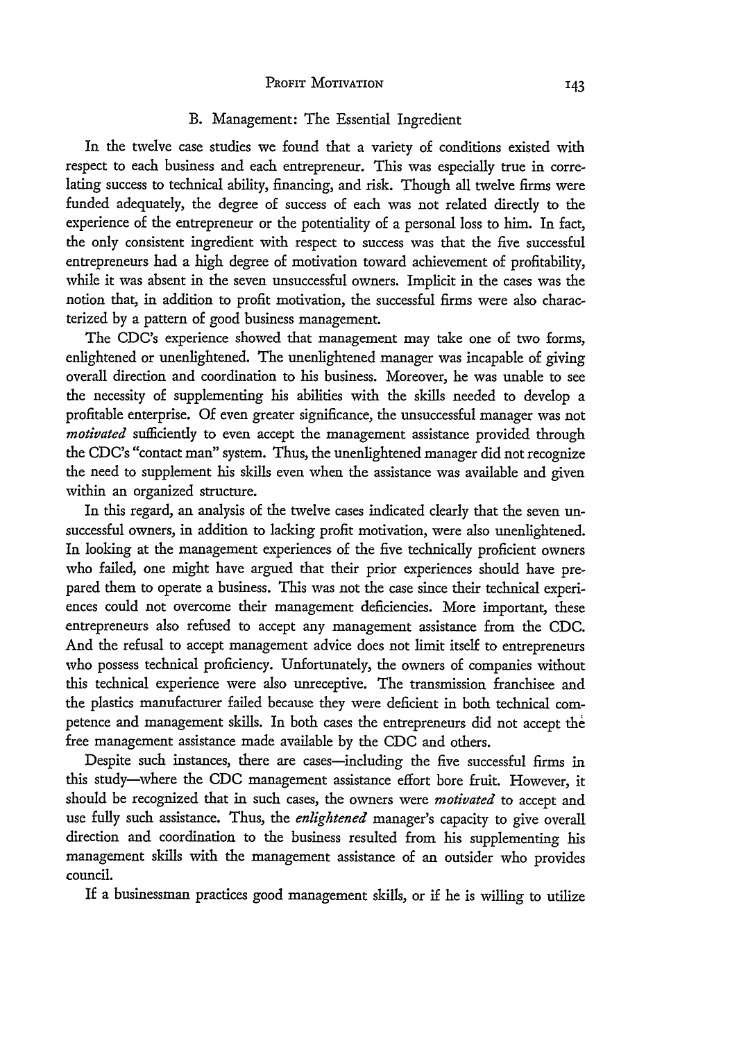### B. Management: The Essential Ingredient

In the twelve case studies we found that a variety of conditions existed with respect to each business and each entrepreneur. This was especially true in correlating success to technical ability, financing, and risk. Though all twelve firms were funded adequately, the degree of success of each was not related directly to the experience of the entrepreneur or the potentiality of a personal loss to him. In fact, the only consistent ingredient with respect to success was that the five successful entrepreneurs had a high degree of motivation toward achievement of profitability, while it was absent in the seven unsuccessful owners. Implicit in the cases was the notion that, in addition to profit motivation, the successful firms were also characterized by a pattern of good business management.

The CDC's experience showed that management may take one of two forms, enlightened or unenlightened. The unenlightened manager was incapable of giving overall direction and coordination to his business. Moreover, he was unable to see the necessity of supplementing his abilities with the skills needed to develop a profitable enterprise. Of even greater significance, the unsuccessful manager was not *motivated* sufficiently to even accept the management assistance provided through the CDC's "contact man" system. Thus, the unenlightened manager did not recognize the need to supplement his skills even when the assistance was available and given within an organized structure.

In this regard, an analysis of the twelve cases indicated clearly that the seven unsuccessful owners, in addition to lacking profit motivation, were also unenlightened. In looking at the management experiences of the five technically proficient owners who failed, one might have argued that their prior experiences should have prepared them to operate a business. This was not the case since their technical experiences could not overcome their management deficiencies. More important, these entrepreneurs also refused to accept any management assistance from the CDC. And the refusal to accept management advice does not limit itself to entrepreneurs who possess technical proficiency. Unfortunately, the owners of companies without this technical experience were also unreceptive. The transmission franchisee and the plastics manufacturer failed because they were deficient in both technical competence and management skills. In both cases the entrepreneurs did not accept the free management assistance made available by the CDC and others.

Despite such instances, there are cases—including the five successful firms in this study—where the CDC management assistance effort bore fruit. However, it should be recognized that in such cases, the owners were *motivated* to accept and use fully such assistance. Thus, the *enlightened* manager's capacity to give overall direction and coordination to the business resulted from his supplementing his management skills with the management assistance of an outsider who provides council.

If a businessman practices good management skills, or if he is willing to utilize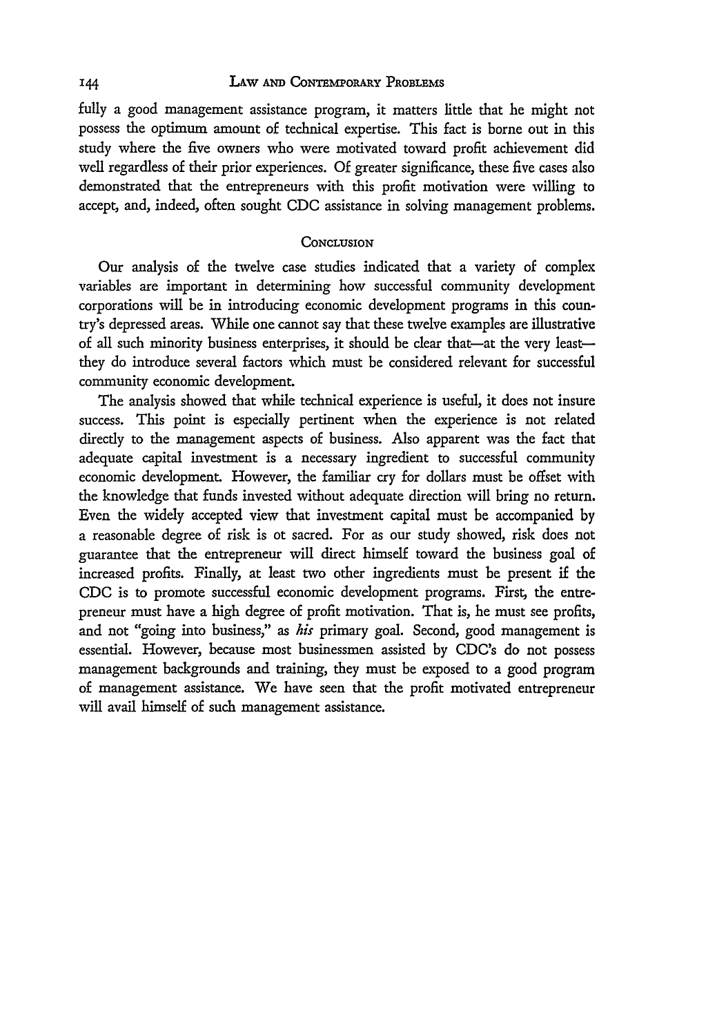fully a good management assistance program, it matters little that he might not possess the optimum amount of technical expertise. This fact is borne out in this study where the five owners who were motivated toward profit achievement did well regardless of their prior experiences. Of greater significance, these five cases also demonstrated that the entrepreneurs with this profit motivation were willing to accept, and, indeed, often sought CDC assistance in solving management problems.

## Conclusion

Our analysis of the twelve case studies indicated that a variety of complex variables are important in determining how successful community development corporations will be in introducing economic development programs in this country's depressed areas. While one cannot say that these twelve examples are illustrative of all such minority business enterprises, it should be clear that—at the very least—they do introduce several factors which must be considered relevant for successful community economic development.

The analysis showed that while technical experience is useful, it does not insure success. This point is especially pertinent when the experience is not related directly to the management aspects of business. Also apparent was the fact that adequate capital investment is a necessary ingredient to successful community economic development. However, the familiar cry for dollars must be offset with the knowledge that funds invested without adequate direction will bring no return. Even the widely accepted view that investment capital must be accompanied by a reasonable degree of risk is ot sacred. For as our study showed, risk does not guarantee that the entrepreneur will direct himself toward the business goal of increased profits. Finally, at least two other ingredients must be present if the CDC is to promote successful economic development programs. First, the entrepreneur must have a high degree of profit motivation. That is, he must see profits, and not "going into business," as *his* primary goal. Second, good management is essential. However, because most businessmen assisted by CDC's do not possess management backgrounds and training, they must be exposed to a good program of management assistance. We have seen that the profit motivated entrepreneur will avail himself of such management assistance.